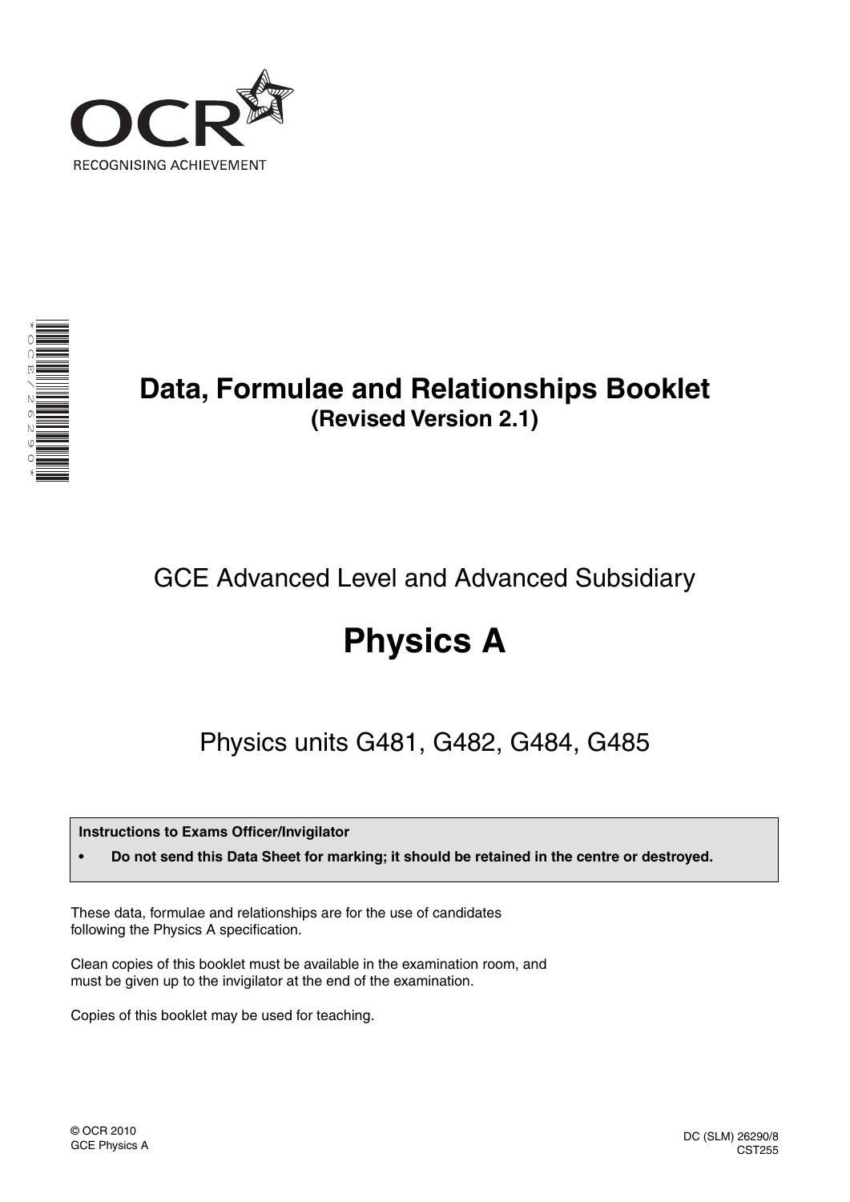OCR

RECOGNISING ACHIEVEMENT

# Data, Formulae and Relationships Booklet

**(Revised Version 2.1)**

## GCE Advanced Level and Advanced Subsidiary

# Physics A

## Physics units G481, G482, G484, G485

**Instructions to Exams Officer/Invigilator**

- **Do not send this Data Sheet for marking; it should be retained in the centre or destroyed.**

These data, formulae and relationships are for the use of candidates following the Physics A specification.

Clean copies of this booklet must be available in the examination room, and must be given up to the invigilator at the end of the examination.

Copies of this booklet may be used for teaching.

© OCR 2010
GCE Physics A

DC (SLM) 26290/8
CST255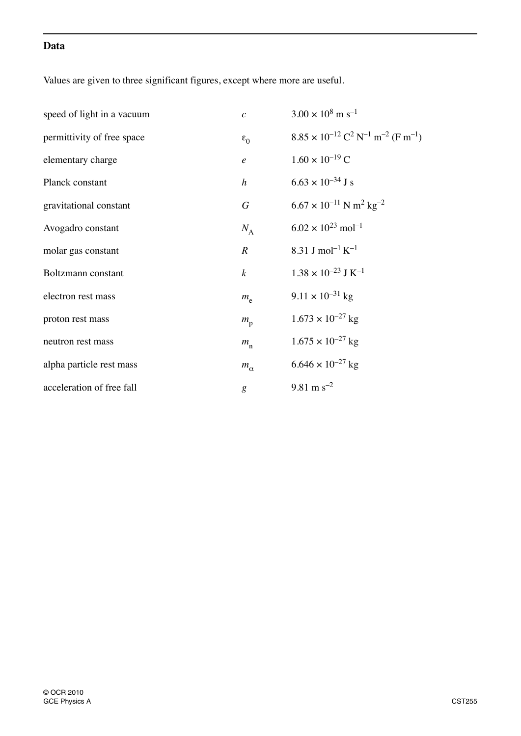## Data

Values are given to three significant figures, except where more are useful.

| | | |
|---|---|---|
| speed of light in a vacuum | $c$ | $3.00 \times 10^{8}$ m s$^{-1}$ |
| permittivity of free space | $\varepsilon_0$ | $8.85 \times 10^{-12}$ C$^{2}$ N$^{-1}$ m$^{-2}$ (F m$^{-1}$) |
| elementary charge | $e$ | $1.60 \times 10^{-19}$ C |
| Planck constant | $h$ | $6.63 \times 10^{-34}$ J s |
| gravitational constant | $G$ | $6.67 \times 10^{-11}$ N m$^{2}$ kg$^{-2}$ |
| Avogadro constant | $N_A$ | $6.02 \times 10^{23}$ mol$^{-1}$ |
| molar gas constant | $R$ | 8.31 J mol$^{-1}$ K$^{-1}$ |
| Boltzmann constant | $k$ | $1.38 \times 10^{-23}$ J K$^{-1}$ |
| electron rest mass | $m_e$ | $9.11 \times 10^{-31}$ kg |
| proton rest mass | $m_p$ | $1.673 \times 10^{-27}$ kg |
| neutron rest mass | $m_n$ | $1.675 \times 10^{-27}$ kg |
| alpha particle rest mass | $m_\alpha$ | $6.646 \times 10^{-27}$ kg |
| acceleration of free fall | $g$ | 9.81 m s$^{-2}$ |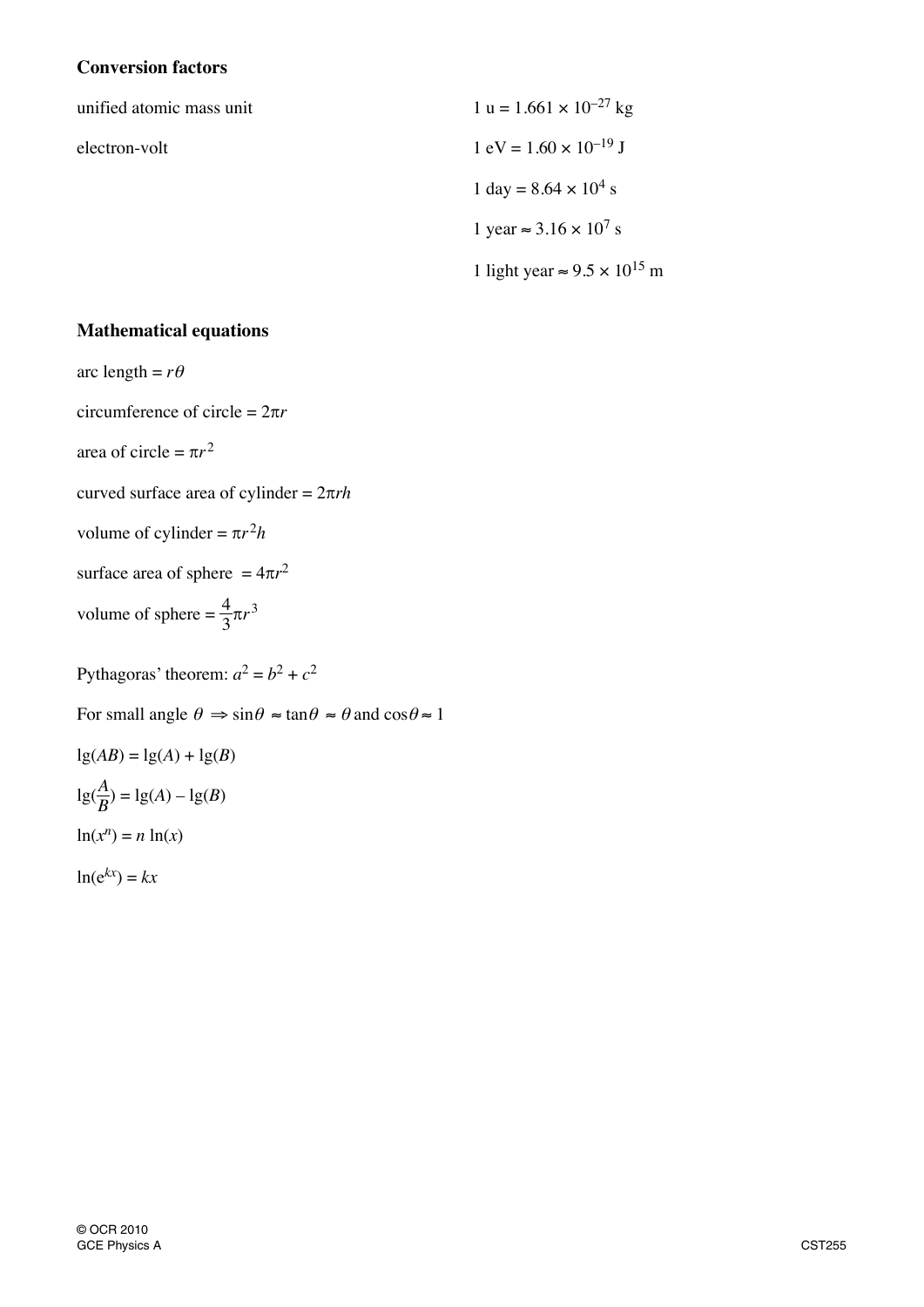## Conversion factors

| | |
|---|---|
| unified atomic mass unit | $1\ \text{u} = 1.661 \times 10^{-27}\ \text{kg}$ |
| electron-volt | $1\ \text{eV} = 1.60 \times 10^{-19}\ \text{J}$ |
| | $1\ \text{day} = 8.64 \times 10^{4}\ \text{s}$ |
| | $1\ \text{year} \approx 3.16 \times 10^{7}\ \text{s}$ |
| | $1\ \text{light year} \approx 9.5 \times 10^{15}\ \text{m}$ |

## Mathematical equations

arc length = $r\theta$

circumference of circle = $2\pi r$

area of circle = $\pi r^2$

curved surface area of cylinder = $2\pi rh$

volume of cylinder = $\pi r^2 h$

surface area of sphere = $4\pi r^2$

volume of sphere = $\frac{4}{3}\pi r^3$

Pythagoras' theorem: $a^2 = b^2 + c^2$

For small angle $\theta \Rightarrow \sin\theta \approx \tan\theta \approx \theta$ and $\cos\theta \approx 1$

$\lg(AB) = \lg(A) + \lg(B)$

$\lg(\frac{A}{B}) = \lg(A) - \lg(B)$

$\ln(x^n) = n\ln(x)$

$\ln(e^{kx}) = kx$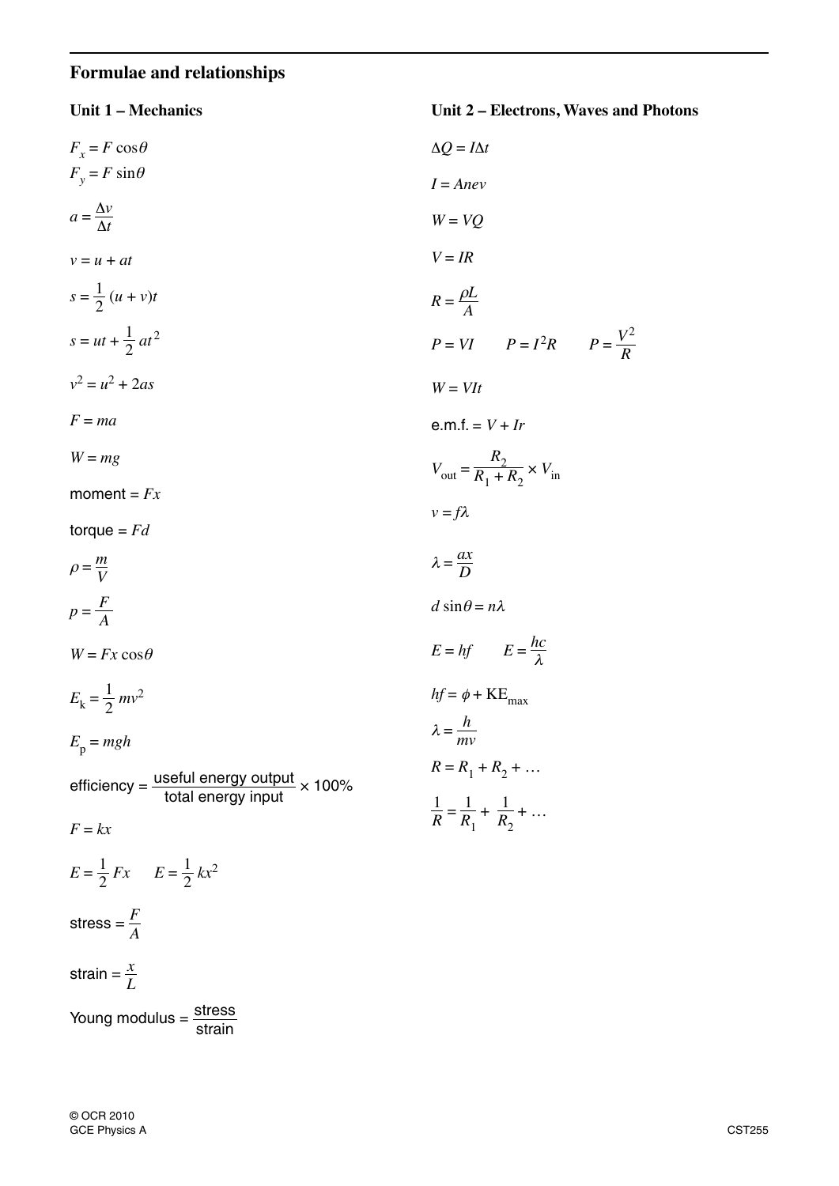## Formulae and relationships

### Unit 1 – Mechanics

$F_x = F\cos\theta$

$F_y = F\sin\theta$

$a = \dfrac{\Delta v}{\Delta t}$

$v = u + at$

$s = \dfrac{1}{2}(u + v)t$

$s = ut + \dfrac{1}{2}at^2$

$v^2 = u^2 + 2as$

$F = ma$

$W = mg$

moment = $Fx$

torque = $Fd$

$\rho = \dfrac{m}{V}$

$p = \dfrac{F}{A}$

$W = Fx\cos\theta$

$E_k = \dfrac{1}{2}mv^2$

$E_p = mgh$

efficiency = $\dfrac{\text{useful energy output}}{\text{total energy input}} \times 100\%$

$F = kx$

$E = \dfrac{1}{2}Fx \qquad E = \dfrac{1}{2}kx^2$

stress = $\dfrac{F}{A}$

strain = $\dfrac{x}{L}$

Young modulus = $\dfrac{\text{stress}}{\text{strain}}$

### Unit 2 – Electrons, Waves and Photons

$\Delta Q = I\Delta t$

$I = Anev$

$W = VQ$

$V = IR$

$R = \dfrac{\rho L}{A}$

$P = VI \qquad P = I^2R \qquad P = \dfrac{V^2}{R}$

$W = VIt$

e.m.f. = $V + Ir$

$V_{\text{out}} = \dfrac{R_2}{R_1 + R_2} \times V_{\text{in}}$

$v = f\lambda$

$\lambda = \dfrac{ax}{D}$

$d\sin\theta = n\lambda$

$E = hf \qquad E = \dfrac{hc}{\lambda}$

$hf = \phi + \text{KE}_{\text{max}}$

$\lambda = \dfrac{h}{mv}$

$R = R_1 + R_2 + \ldots$

$\dfrac{1}{R} = \dfrac{1}{R_1} + \dfrac{1}{R_2} + \ldots$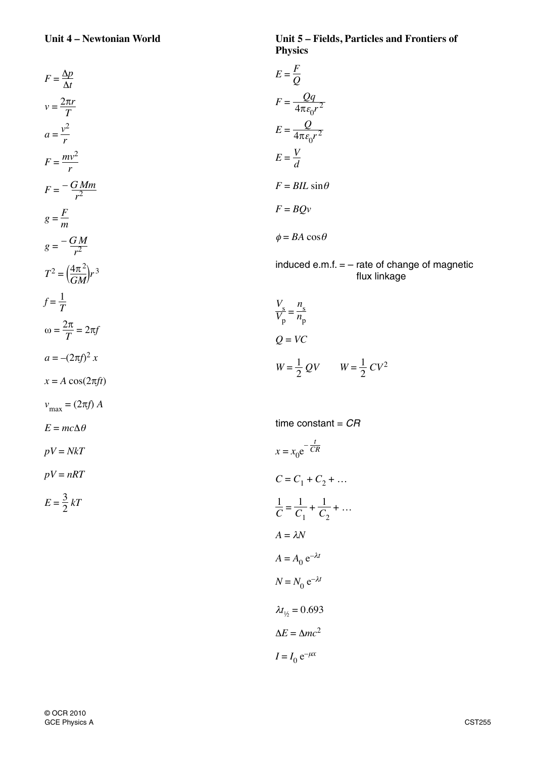**Unit 4 – Newtonian World**

$$F = \frac{\Delta p}{\Delta t}$$

$$v = \frac{2\pi r}{T}$$

$$a = \frac{v^2}{r}$$

$$F = \frac{mv^2}{r}$$

$$F = -\frac{GMm}{r^2}$$

$$g = \frac{F}{m}$$

$$g = -\frac{GM}{r^2}$$

$$T^2 = \left(\frac{4\pi^2}{GM}\right)r^3$$

$$f = \frac{1}{T}$$

$$\omega = \frac{2\pi}{T} = 2\pi f$$

$$a = -(2\pi f)^2\, x$$

$$x = A\cos(2\pi f t)$$

$$v_{\text{max}} = (2\pi f)\, A$$

$$E = mc\Delta\theta$$

$$pV = NkT$$

$$pV = nRT$$

$$E = \frac{3}{2}\,kT$$

**Unit 5 – Fields, Particles and Frontiers of Physics**

$$E = \frac{F}{Q}$$

$$F = \frac{Qq}{4\pi\varepsilon_0 r^2}$$

$$E = \frac{Q}{4\pi\varepsilon_0 r^2}$$

$$E = \frac{V}{d}$$

$$F = BIL\sin\theta$$

$$F = BQv$$

$$\phi = BA\cos\theta$$

induced e.m.f. = – rate of change of magnetic flux linkage

$$\frac{V_s}{V_p} = \frac{n_s}{n_p}$$

$$Q = VC$$

$$W = \frac{1}{2}\,QV \qquad W = \frac{1}{2}\,CV^2$$

time constant = *CR*

$$x = x_0 e^{-\frac{t}{CR}}$$

$$C = C_1 + C_2 + \ldots$$

$$\frac{1}{C} = \frac{1}{C_1} + \frac{1}{C_2} + \ldots$$

$$A = \lambda N$$

$$A = A_0\, e^{-\lambda t}$$

$$N = N_0\, e^{-\lambda t}$$

$$\lambda t_{1/2} = 0.693$$

$$\Delta E = \Delta m c^2$$

$$I = I_0\, e^{-\mu x}$$

© OCR 2010
GCE Physics A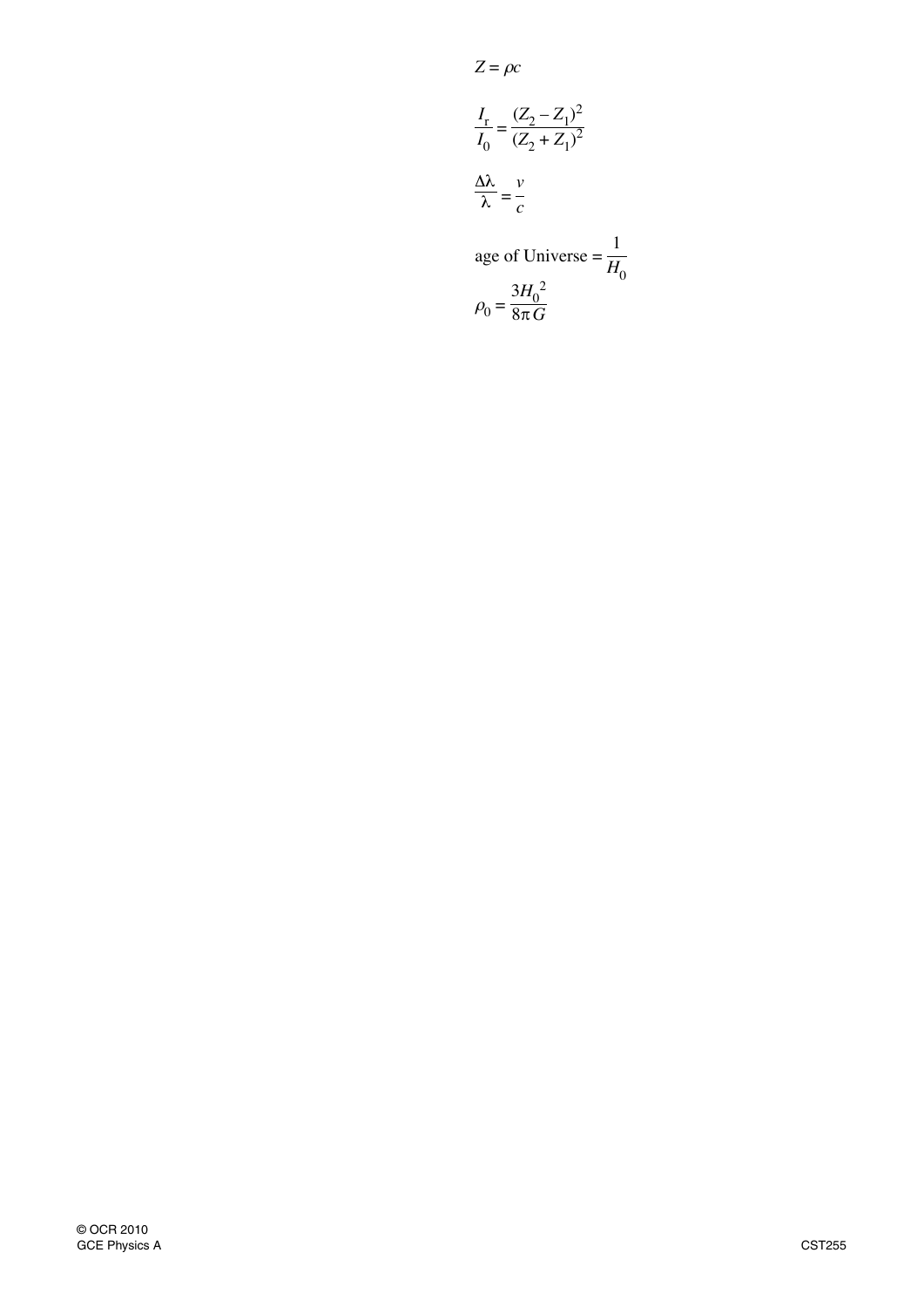$$Z = \rho c$$

$$\frac{I_r}{I_0} = \frac{(Z_2 - Z_1)^2}{(Z_2 + Z_1)^2}$$

$$\frac{\Delta\lambda}{\lambda} = \frac{v}{c}$$

$$\text{age of Universe} = \frac{1}{H_0}$$

$$\rho_0 = \frac{3H_0^{\,2}}{8\pi G}$$

© OCR 2010
GCE Physics A

CST255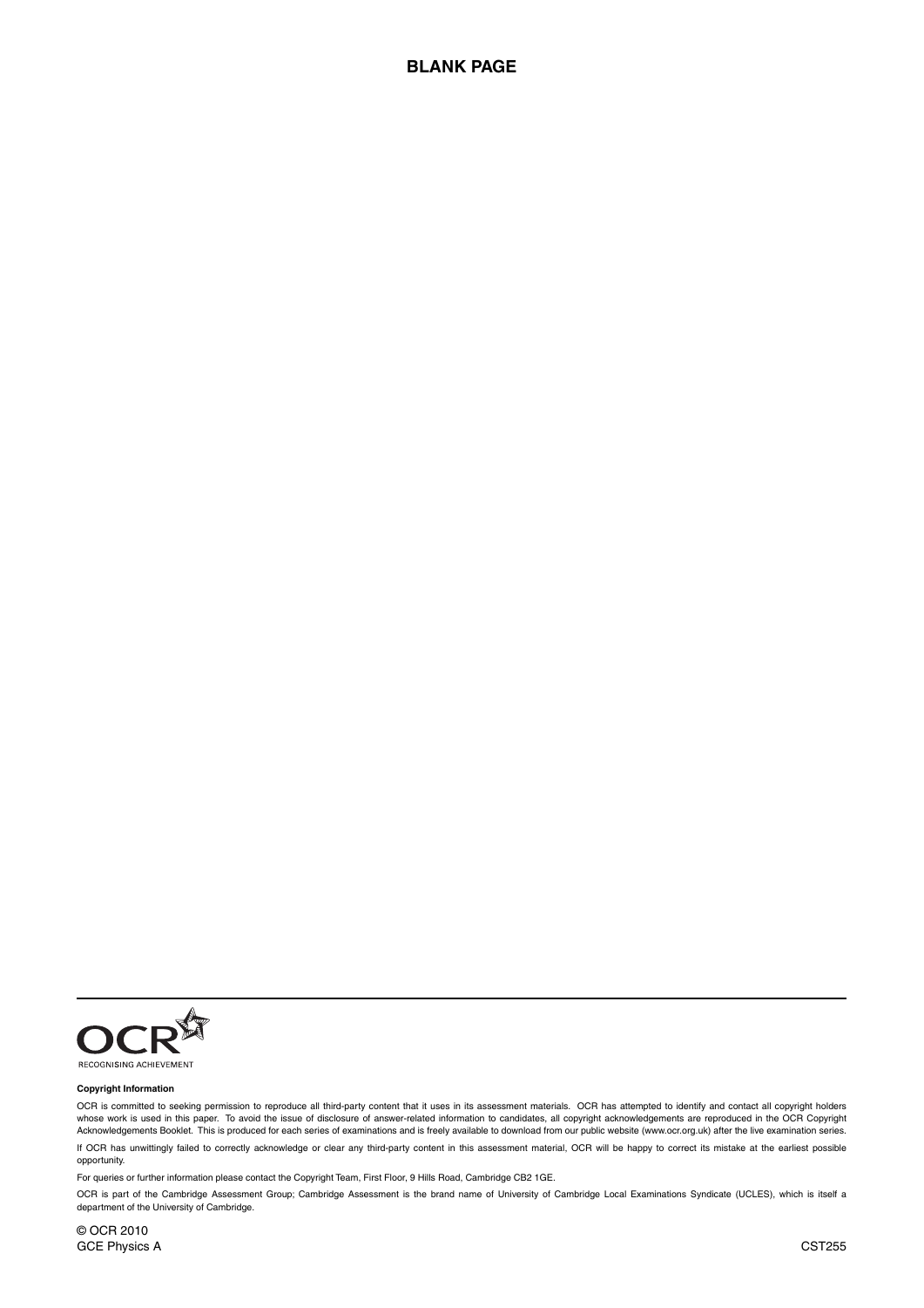**BLANK PAGE**

OCR
RECOGNISING ACHIEVEMENT

**Copyright Information**

OCR is committed to seeking permission to reproduce all third-party content that it uses in its assessment materials. OCR has attempted to identify and contact all copyright holders whose work is used in this paper. To avoid the issue of disclosure of answer-related information to candidates, all copyright acknowledgements are reproduced in the OCR Copyright Acknowledgements Booklet. This is produced for each series of examinations and is freely available to download from our public website (www.ocr.org.uk) after the live examination series.

If OCR has unwittingly failed to correctly acknowledge or clear any third-party content in this assessment material, OCR will be happy to correct its mistake at the earliest possible opportunity.

For queries or further information please contact the Copyright Team, First Floor, 9 Hills Road, Cambridge CB2 1GE.

OCR is part of the Cambridge Assessment Group; Cambridge Assessment is the brand name of University of Cambridge Local Examinations Syndicate (UCLES), which is itself a department of the University of Cambridge.

© OCR 2010
GCE Physics A

CST255